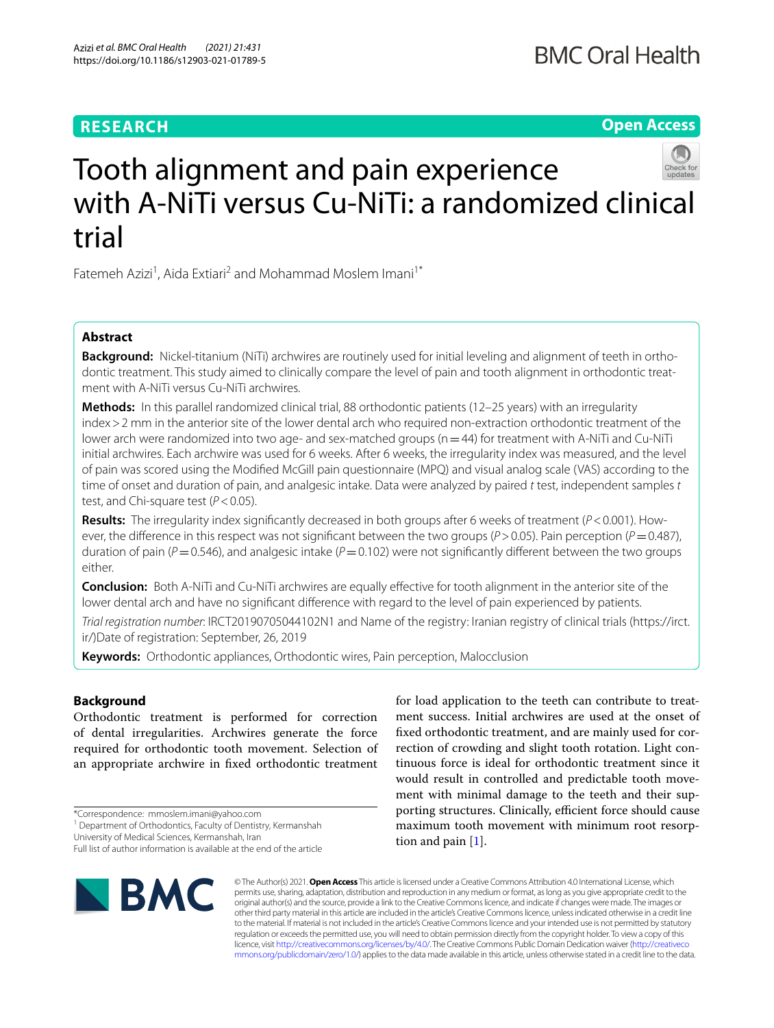RESEARCH

Open Access

# Tooth alignment and pain experience with A-NiTi versus Cu-NiTi: a randomized clinical trial

Fatemeh Azizi[1], Aida Extiari[2] and Mohammad Moslem Imani[1*]

## Abstract

**Background:** Nickel-titanium (NiTi) archwires are routinely used for initial leveling and alignment of teeth in orthodontic treatment. This study aimed to clinically compare the level of pain and tooth alignment in orthodontic treatment with A-NiTi versus Cu-NiTi archwires.

**Methods:** In this parallel randomized clinical trial, 88 orthodontic patients (12–25 years) with an irregularity index > 2 mm in the anterior site of the lower dental arch who required non-extraction orthodontic treatment of the lower arch were randomized into two age- and sex-matched groups (n = 44) for treatment with A-NiTi and Cu-NiTi initial archwires. Each archwire was used for 6 weeks. After 6 weeks, the irregularity index was measured, and the level of pain was scored using the Modified McGill pain questionnaire (MPQ) and visual analog scale (VAS) according to the time of onset and duration of pain, and analgesic intake. Data were analyzed by paired *t* test, independent samples *t* test, and Chi-square test ($P < 0.05$).

**Results:** The irregularity index significantly decreased in both groups after 6 weeks of treatment ($P < 0.001$). However, the difference in this respect was not significant between the two groups ($P > 0.05$). Pain perception ($P = 0.487$), duration of pain ($P = 0.546$), and analgesic intake ($P = 0.102$) were not significantly different between the two groups either.

**Conclusion:** Both A-NiTi and Cu-NiTi archwires are equally effective for tooth alignment in the anterior site of the lower dental arch and have no significant difference with regard to the level of pain experienced by patients.

*Trial registration number*: IRCT20190705044102N1 and Name of the registry: Iranian registry of clinical trials (https://irct.ir/)Date of registration: September, 26, 2019

**Keywords:** Orthodontic appliances, Orthodontic wires, Pain perception, Malocclusion

## Background

Orthodontic treatment is performed for correction of dental irregularities. Archwires generate the force required for orthodontic tooth movement. Selection of an appropriate archwire in fixed orthodontic treatment for load application to the teeth can contribute to treatment success. Initial archwires are used at the onset of fixed orthodontic treatment, and are mainly used for correction of crowding and slight tooth rotation. Light continuous force is ideal for orthodontic treatment since it would result in controlled and predictable tooth movement with minimal damage to the teeth and their supporting structures. Clinically, efficient force should cause maximum tooth movement with minimum root resorption and pain [1].

*Correspondence: mmoslem.imani@yahoo.com
[1] Department of Orthodontics, Faculty of Dentistry, Kermanshah University of Medical Sciences, Kermanshah, Iran
Full list of author information is available at the end of the article

© The Author(s) 2021. **Open Access** This article is licensed under a Creative Commons Attribution 4.0 International License, which permits use, sharing, adaptation, distribution and reproduction in any medium or format, as long as you give appropriate credit to the original author(s) and the source, provide a link to the Creative Commons licence, and indicate if changes were made. The images or other third party material in this article are included in the article's Creative Commons licence, unless indicated otherwise in a credit line to the material. If material is not included in the article's Creative Commons licence and your intended use is not permitted by statutory regulation or exceeds the permitted use, you will need to obtain permission directly from the copyright holder. To view a copy of this licence, visit http://creativecommons.org/licenses/by/4.0/. The Creative Commons Public Domain Dedication waiver (http://creativecommons.org/publicdomain/zero/1.0/) applies to the data made available in this article, unless otherwise stated in a credit line to the data.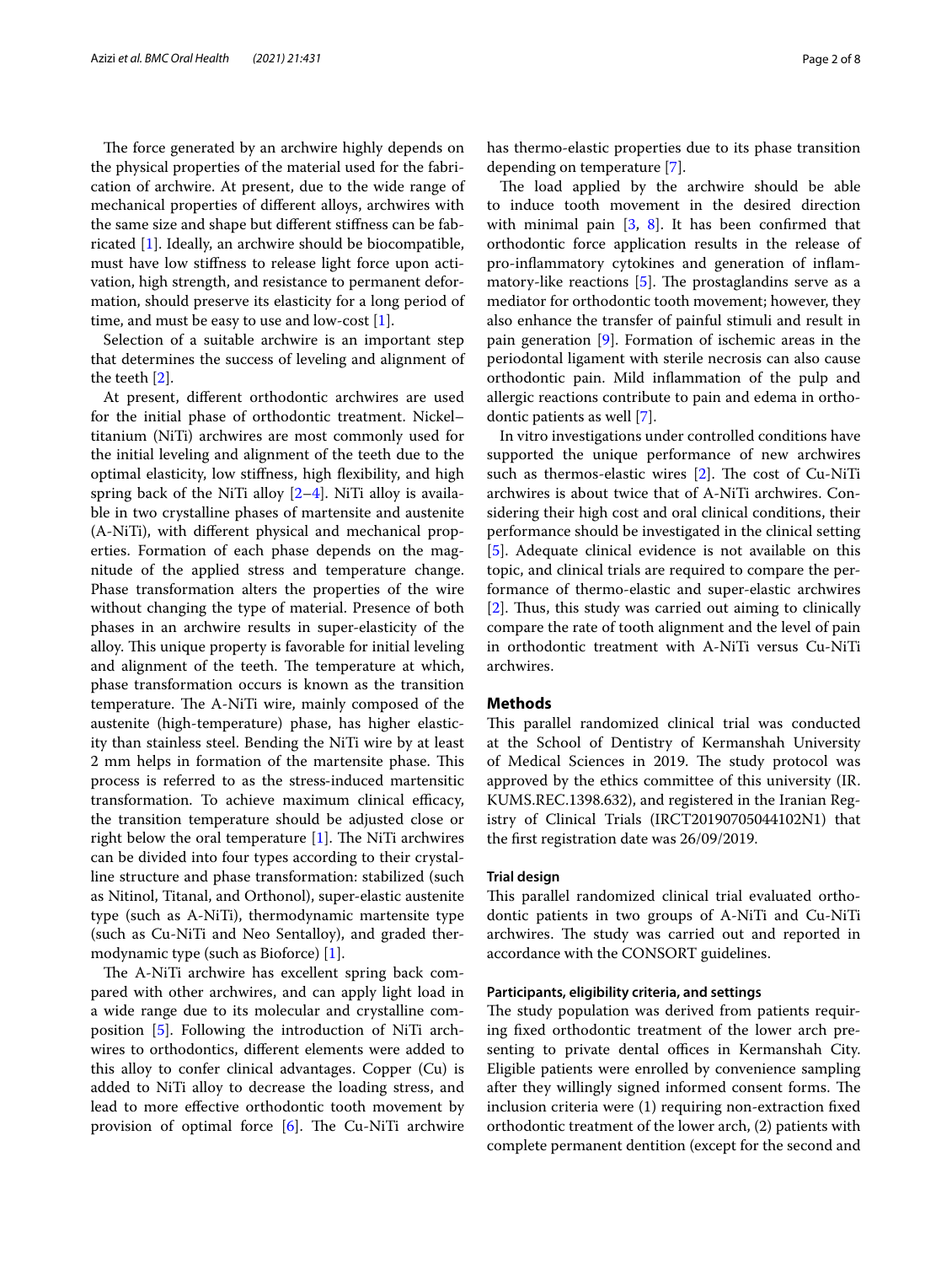The force generated by an archwire highly depends on the physical properties of the material used for the fabrication of archwire. At present, due to the wide range of mechanical properties of different alloys, archwires with the same size and shape but different stiffness can be fabricated [1]. Ideally, an archwire should be biocompatible, must have low stiffness to release light force upon activation, high strength, and resistance to permanent deformation, should preserve its elasticity for a long period of time, and must be easy to use and low-cost [1].

Selection of a suitable archwire is an important step that determines the success of leveling and alignment of the teeth [2].

At present, different orthodontic archwires are used for the initial phase of orthodontic treatment. Nickel–titanium (NiTi) archwires are most commonly used for the initial leveling and alignment of the teeth due to the optimal elasticity, low stiffness, high flexibility, and high spring back of the NiTi alloy [2–4]. NiTi alloy is available in two crystalline phases of martensite and austenite (A-NiTi), with different physical and mechanical properties. Formation of each phase depends on the magnitude of the applied stress and temperature change. Phase transformation alters the properties of the wire without changing the type of material. Presence of both phases in an archwire results in super-elasticity of the alloy. This unique property is favorable for initial leveling and alignment of the teeth. The temperature at which, phase transformation occurs is known as the transition temperature. The A-NiTi wire, mainly composed of the austenite (high-temperature) phase, has higher elasticity than stainless steel. Bending the NiTi wire by at least 2 mm helps in formation of the martensite phase. This process is referred to as the stress-induced martensitic transformation. To achieve maximum clinical efficacy, the transition temperature should be adjusted close or right below the oral temperature [1]. The NiTi archwires can be divided into four types according to their crystalline structure and phase transformation: stabilized (such as Nitinol, Titanal, and Orthonol), super-elastic austenite type (such as A-NiTi), thermodynamic martensite type (such as Cu-NiTi and Neo Sentalloy), and graded thermodynamic type (such as Bioforce) [1].

The A-NiTi archwire has excellent spring back compared with other archwires, and can apply light load in a wide range due to its molecular and crystalline composition [5]. Following the introduction of NiTi archwires to orthodontics, different elements were added to this alloy to confer clinical advantages. Copper (Cu) is added to NiTi alloy to decrease the loading stress, and lead to more effective orthodontic tooth movement by provision of optimal force [6]. The Cu-NiTi archwire has thermo-elastic properties due to its phase transition depending on temperature [7].

The load applied by the archwire should be able to induce tooth movement in the desired direction with minimal pain [3, 8]. It has been confirmed that orthodontic force application results in the release of pro-inflammatory cytokines and generation of inflammatory-like reactions [5]. The prostaglandins serve as a mediator for orthodontic tooth movement; however, they also enhance the transfer of painful stimuli and result in pain generation [9]. Formation of ischemic areas in the periodontal ligament with sterile necrosis can also cause orthodontic pain. Mild inflammation of the pulp and allergic reactions contribute to pain and edema in orthodontic patients as well [7].

In vitro investigations under controlled conditions have supported the unique performance of new archwires such as thermos-elastic wires [2]. The cost of Cu-NiTi archwires is about twice that of A-NiTi archwires. Considering their high cost and oral clinical conditions, their performance should be investigated in the clinical setting [5]. Adequate clinical evidence is not available on this topic, and clinical trials are required to compare the performance of thermo-elastic and super-elastic archwires [2]. Thus, this study was carried out aiming to clinically compare the rate of tooth alignment and the level of pain in orthodontic treatment with A-NiTi versus Cu-NiTi archwires.

## Methods

This parallel randomized clinical trial was conducted at the School of Dentistry of Kermanshah University of Medical Sciences in 2019. The study protocol was approved by the ethics committee of this university (IR.KUMS.REC.1398.632), and registered in the Iranian Registry of Clinical Trials (IRCT20190705044102N1) that the first registration date was 26/09/2019.

### Trial design

This parallel randomized clinical trial evaluated orthodontic patients in two groups of A-NiTi and Cu-NiTi archwires. The study was carried out and reported in accordance with the CONSORT guidelines.

### Participants, eligibility criteria, and settings

The study population was derived from patients requiring fixed orthodontic treatment of the lower arch presenting to private dental offices in Kermanshah City. Eligible patients were enrolled by convenience sampling after they willingly signed informed consent forms. The inclusion criteria were (1) requiring non-extraction fixed orthodontic treatment of the lower arch, (2) patients with complete permanent dentition (except for the second and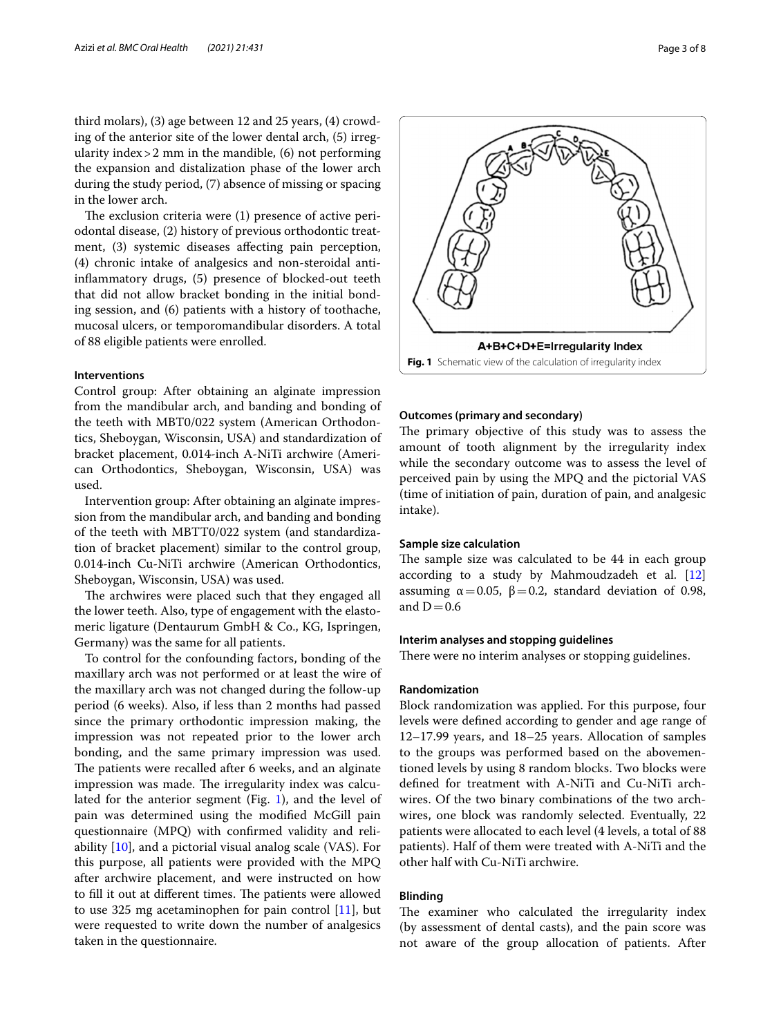third molars), (3) age between 12 and 25 years, (4) crowding of the anterior site of the lower dental arch, (5) irregularity index > 2 mm in the mandible, (6) not performing the expansion and distalization phase of the lower arch during the study period, (7) absence of missing or spacing in the lower arch.

The exclusion criteria were (1) presence of active periodontal disease, (2) history of previous orthodontic treatment, (3) systemic diseases affecting pain perception, (4) chronic intake of analgesics and non-steroidal anti-inflammatory drugs, (5) presence of blocked-out teeth that did not allow bracket bonding in the initial bonding session, and (6) patients with a history of toothache, mucosal ulcers, or temporomandibular disorders. A total of 88 eligible patients were enrolled.

### Interventions

Control group: After obtaining an alginate impression from the mandibular arch, and banding and bonding of the teeth with MBT0/022 system (American Orthodontics, Sheboygan, Wisconsin, USA) and standardization of bracket placement, 0.014-inch A-NiTi archwire (American Orthodontics, Sheboygan, Wisconsin, USA) was used.

Intervention group: After obtaining an alginate impression from the mandibular arch, and banding and bonding of the teeth with MBTT0/022 system (and standardization of bracket placement) similar to the control group, 0.014-inch Cu-NiTi archwire (American Orthodontics, Sheboygan, Wisconsin, USA) was used.

The archwires were placed such that they engaged all the lower teeth. Also, type of engagement with the elastomeric ligature (Dentaurum GmbH & Co., KG, Ispringen, Germany) was the same for all patients.

To control for the confounding factors, bonding of the maxillary arch was not performed or at least the wire of the maxillary arch was not changed during the follow-up period (6 weeks). Also, if less than 2 months had passed since the primary orthodontic impression making, the impression was not repeated prior to the lower arch bonding, and the same primary impression was used. The patients were recalled after 6 weeks, and an alginate impression was made. The irregularity index was calculated for the anterior segment (Fig. 1), and the level of pain was determined using the modified McGill pain questionnaire (MPQ) with confirmed validity and reliability [10], and a pictorial visual analog scale (VAS). For this purpose, all patients were provided with the MPQ after archwire placement, and were instructed on how to fill it out at different times. The patients were allowed to use 325 mg acetaminophen for pain control [11], but were requested to write down the number of analgesics taken in the questionnaire.

A+B+C+D+E=Irregularity Index

**Fig. 1** Schematic view of the calculation of irregularity index

### Outcomes (primary and secondary)

The primary objective of this study was to assess the amount of tooth alignment by the irregularity index while the secondary outcome was to assess the level of perceived pain by using the MPQ and the pictorial VAS (time of initiation of pain, duration of pain, and analgesic intake).

### Sample size calculation

The sample size was calculated to be 44 in each group according to a study by Mahmoudzadeh et al. [12] assuming $\alpha = 0.05$, $\beta = 0.2$, standard deviation of 0.98, and $D = 0.6$

### Interim analyses and stopping guidelines

There were no interim analyses or stopping guidelines.

### Randomization

Block randomization was applied. For this purpose, four levels were defined according to gender and age range of 12–17.99 years, and 18–25 years. Allocation of samples to the groups was performed based on the abovementioned levels by using 8 random blocks. Two blocks were defined for treatment with A-NiTi and Cu-NiTi archwires. Of the two binary combinations of the two archwires, one block was randomly selected. Eventually, 22 patients were allocated to each level (4 levels, a total of 88 patients). Half of them were treated with A-NiTi and the other half with Cu-NiTi archwire.

### Blinding

The examiner who calculated the irregularity index (by assessment of dental casts), and the pain score was not aware of the group allocation of patients. After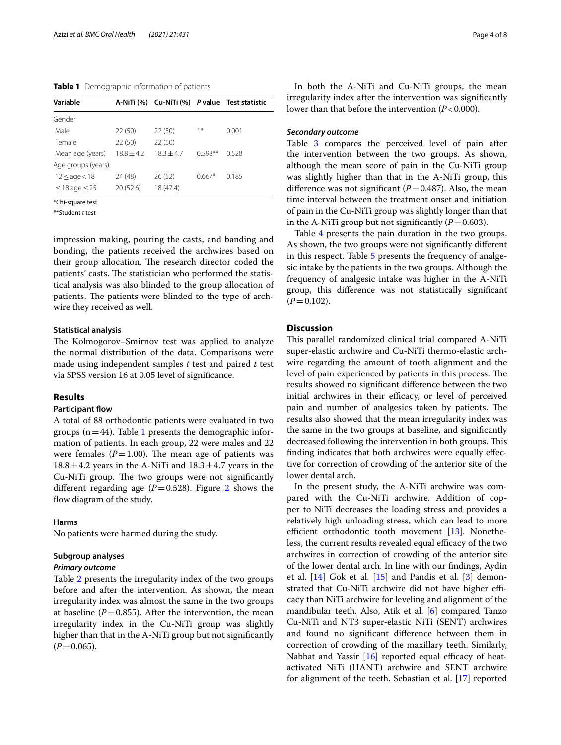**Table 1** Demographic information of patients

| Variable | A-NiTi (%) | Cu-NiTi (%) | P value | Test statistic |
|---|---|---|---|---|
| Gender | | | | |
| Male | 22 (50) | 22 (50) | 1* | 0.001 |
| Female | 22 (50) | 22 (50) | | |
| Mean age (years) | 18.8 ± 4.2 | 18.3 ± 4.7 | 0.598** | 0.528 |
| Age groups (years) | | | | |
| 12 ≤ age < 18 | 24 (48) | 26 (52) | 0.667* | 0.185 |
| ≤ 18 age ≤ 25 | 20 (52.6) | 18 (47.4) | | |

*Chi-square test

**Student *t* test

impression making, pouring the casts, and banding and bonding, the patients received the archwires based on their group allocation. The research director coded the patients' casts. The statistician who performed the statistical analysis was also blinded to the group allocation of patients. The patients were blinded to the type of archwire they received as well.

### Statistical analysis

The Kolmogorov–Smirnov test was applied to analyze the normal distribution of the data. Comparisons were made using independent samples *t* test and paired *t* test via SPSS version 16 at 0.05 level of significance.

## Results

### Participant flow

A total of 88 orthodontic patients were evaluated in two groups (n = 44). Table 1 presents the demographic information of patients. In each group, 22 were males and 22 were females ($P = 1.00$). The mean age of patients was 18.8 ± 4.2 years in the A-NiTi and 18.3 ± 4.7 years in the Cu-NiTi group. The two groups were not significantly different regarding age ($P = 0.528$). Figure 2 shows the flow diagram of the study.

### Harms

No patients were harmed during the study.

### Subgroup analyses

#### *Primary outcome*

Table 2 presents the irregularity index of the two groups before and after the intervention. As shown, the mean irregularity index was almost the same in the two groups at baseline ($P = 0.855$). After the intervention, the mean irregularity index in the Cu-NiTi group was slightly higher than that in the A-NiTi group but not significantly ($P = 0.065$).

In both the A-NiTi and Cu-NiTi groups, the mean irregularity index after the intervention was significantly lower than that before the intervention ($P < 0.000$).

#### *Secondary outcome*

Table 3 compares the perceived level of pain after the intervention between the two groups. As shown, although the mean score of pain in the Cu-NiTi group was slightly higher than that in the A-NiTi group, this difference was not significant ($P = 0.487$). Also, the mean time interval between the treatment onset and initiation of pain in the Cu-NiTi group was slightly longer than that in the A-NiTi group but not significantly ($P = 0.603$).

Table 4 presents the pain duration in the two groups. As shown, the two groups were not significantly different in this respect. Table 5 presents the frequency of analgesic intake by the patients in the two groups. Although the frequency of analgesic intake was higher in the A-NiTi group, this difference was not statistically significant ($P = 0.102$).

## Discussion

This parallel randomized clinical trial compared A-NiTi super-elastic archwire and Cu-NiTi thermo-elastic archwire regarding the amount of tooth alignment and the level of pain experienced by patients in this process. The results showed no significant difference between the two initial archwires in their efficacy, or level of perceived pain and number of analgesics taken by patients. The results also showed that the mean irregularity index was the same in the two groups at baseline, and significantly decreased following the intervention in both groups. This finding indicates that both archwires were equally effective for correction of crowding of the anterior site of the lower dental arch.

In the present study, the A-NiTi archwire was compared with the Cu-NiTi archwire. Addition of copper to NiTi decreases the loading stress and provides a relatively high unloading stress, which can lead to more efficient orthodontic tooth movement [13]. Nonetheless, the current results revealed equal efficacy of the two archwires in correction of crowding of the anterior site of the lower dental arch. In line with our findings, Aydin et al. [14] Gok et al. [15] and Pandis et al. [3] demonstrated that Cu-NiTi archwire did not have higher efficacy than NiTi archwire for leveling and alignment of the mandibular teeth. Also, Atik et al. [6] compared Tanzo Cu-NiTi and NT3 super-elastic NiTi (SENT) archwires and found no significant difference between them in correction of crowding of the maxillary teeth. Similarly, Nabbat and Yassir [16] reported equal efficacy of heat-activated NiTi (HANT) archwire and SENT archwire for alignment of the teeth. Sebastian et al. [17] reported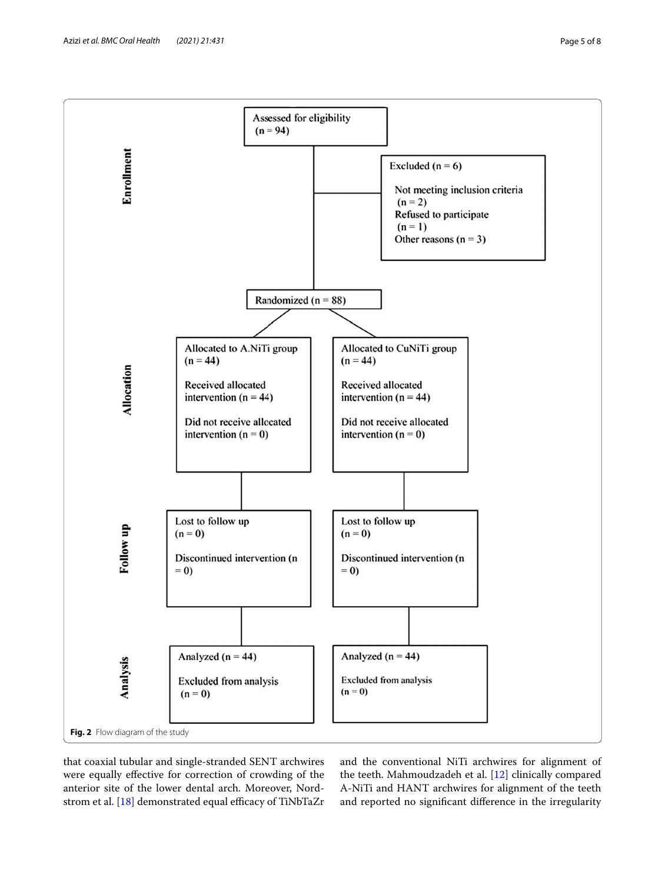**Enrollment**

Assessed for eligibility (n = 94)

Excluded (n = 6)

- Not meeting inclusion criteria (n = 2)
- Refused to participate (n = 1)
- Other reasons (n = 3)

Randomized (n = 88)

**Allocation**

| Allocated to A.NiTi group (n = 44) | Allocated to CuNiTi group (n = 44) |
| --- | --- |
| Received allocated intervention (n = 44) | Received allocated intervention (n = 44) |
| Did not receive allocated intervention (n = 0) | Did not receive allocated intervention (n = 0) |

**Follow up**

| A.NiTi group | CuNiTi group |
| --- | --- |
| Lost to follow up (n = 0) | Lost to follow up (n = 0) |
| Discontinued intervention (n = 0) | Discontinued intervention (n = 0) |

**Analysis**

| A.NiTi group | CuNiTi group |
| --- | --- |
| Analyzed (n = 44) | Analyzed (n = 44) |
| Excluded from analysis (n = 0) | Excluded from analysis (n = 0) |

**Fig. 2** Flow diagram of the study

that coaxial tubular and single-stranded SENT archwires were equally effective for correction of crowding of the anterior site of the lower dental arch. Moreover, Nordstrom et al. [18] demonstrated equal efficacy of TiNbTaZr and the conventional NiTi archwires for alignment of the teeth. Mahmoudzadeh et al. [12] clinically compared A-NiTi and HANT archwires for alignment of the teeth and reported no significant difference in the irregularity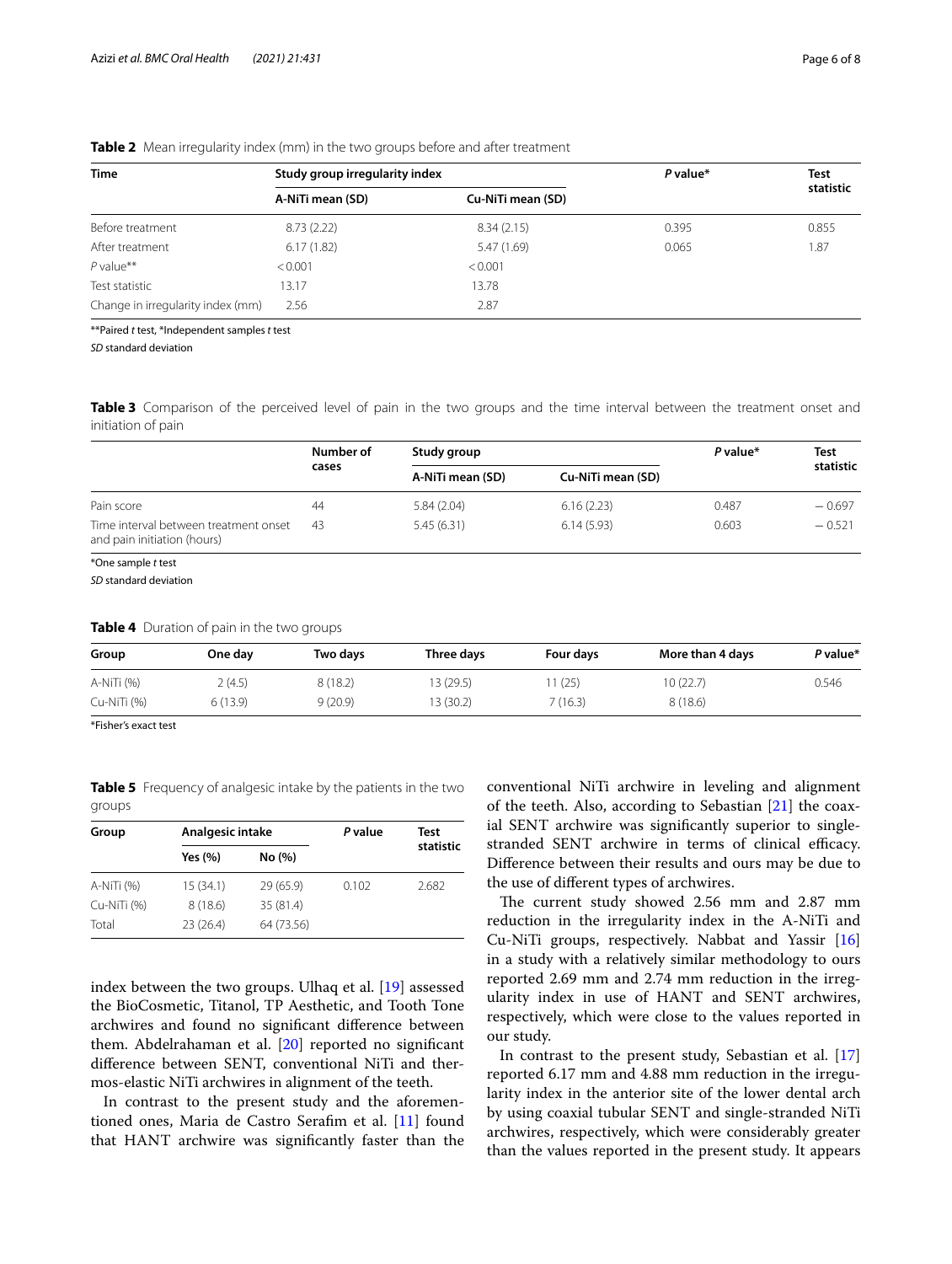**Table 2** Mean irregularity index (mm) in the two groups before and after treatment

| Time | Study group irregularity index | | *P* value* | Test statistic |
|---|---|---|---|---|
| | A-NiTi mean (SD) | Cu-NiTi mean (SD) | | |
| Before treatment | 8.73 (2.22) | 8.34 (2.15) | 0.395 | 0.855 |
| After treatment | 6.17 (1.82) | 5.47 (1.69) | 0.065 | 1.87 |
| *P* value** | < 0.001 | < 0.001 | | |
| Test statistic | 13.17 | 13.78 | | |
| Change in irregularity index (mm) | 2.56 | 2.87 | | |

**Paired *t* test, *Independent samples *t* test

*SD* standard deviation

**Table 3** Comparison of the perceived level of pain in the two groups and the time interval between the treatment onset and initiation of pain

| | Number of cases | Study group | | *P* value* | Test statistic |
|---|---|---|---|---|---|
| | | A-NiTi mean (SD) | Cu-NiTi mean (SD) | | |
| Pain score | 44 | 5.84 (2.04) | 6.16 (2.23) | 0.487 | − 0.697 |
| Time interval between treatment onset and pain initiation (hours) | 43 | 5.45 (6.31) | 6.14 (5.93) | 0.603 | − 0.521 |

*One sample *t* test

*SD* standard deviation

**Table 4** Duration of pain in the two groups

| Group | One day | Two days | Three days | Four days | More than 4 days | *P* value* |
|---|---|---|---|---|---|---|
| A-NiTi (%) | 2 (4.5) | 8 (18.2) | 13 (29.5) | 11 (25) | 10 (22.7) | 0.546 |
| Cu-NiTi (%) | 6 (13.9) | 9 (20.9) | 13 (30.2) | 7 (16.3) | 8 (18.6) | |

*Fisher's exact test

**Table 5** Frequency of analgesic intake by the patients in the two groups

| Group | Analgesic intake | | *P* value | Test statistic |
|---|---|---|---|---|
| | Yes (%) | No (%) | | |
| A-NiTi (%) | 15 (34.1) | 29 (65.9) | 0.102 | 2.682 |
| Cu-NiTi (%) | 8 (18.6) | 35 (81.4) | | |
| Total | 23 (26.4) | 64 (73.56) | | |

index between the two groups. Ulhaq et al. [19] assessed the BioCosmetic, Titanol, TP Aesthetic, and Tooth Tone archwires and found no significant difference between them. Abdelrahaman et al. [20] reported no significant difference between SENT, conventional NiTi and thermos-elastic NiTi archwires in alignment of the teeth.

In contrast to the present study and the aforementioned ones, Maria de Castro Serafim et al. [11] found that HANT archwire was significantly faster than the conventional NiTi archwire in leveling and alignment of the teeth. Also, according to Sebastian [21] the coaxial SENT archwire was significantly superior to single-stranded SENT archwire in terms of clinical efficacy. Difference between their results and ours may be due to the use of different types of archwires.

The current study showed 2.56 mm and 2.87 mm reduction in the irregularity index in the A-NiTi and Cu-NiTi groups, respectively. Nabbat and Yassir [16] in a study with a relatively similar methodology to ours reported 2.69 mm and 2.74 mm reduction in the irregularity index in use of HANT and SENT archwires, respectively, which were close to the values reported in our study.

In contrast to the present study, Sebastian et al. [17] reported 6.17 mm and 4.88 mm reduction in the irregularity index in the anterior site of the lower dental arch by using coaxial tubular SENT and single-stranded NiTi archwires, respectively, which were considerably greater than the values reported in the present study. It appears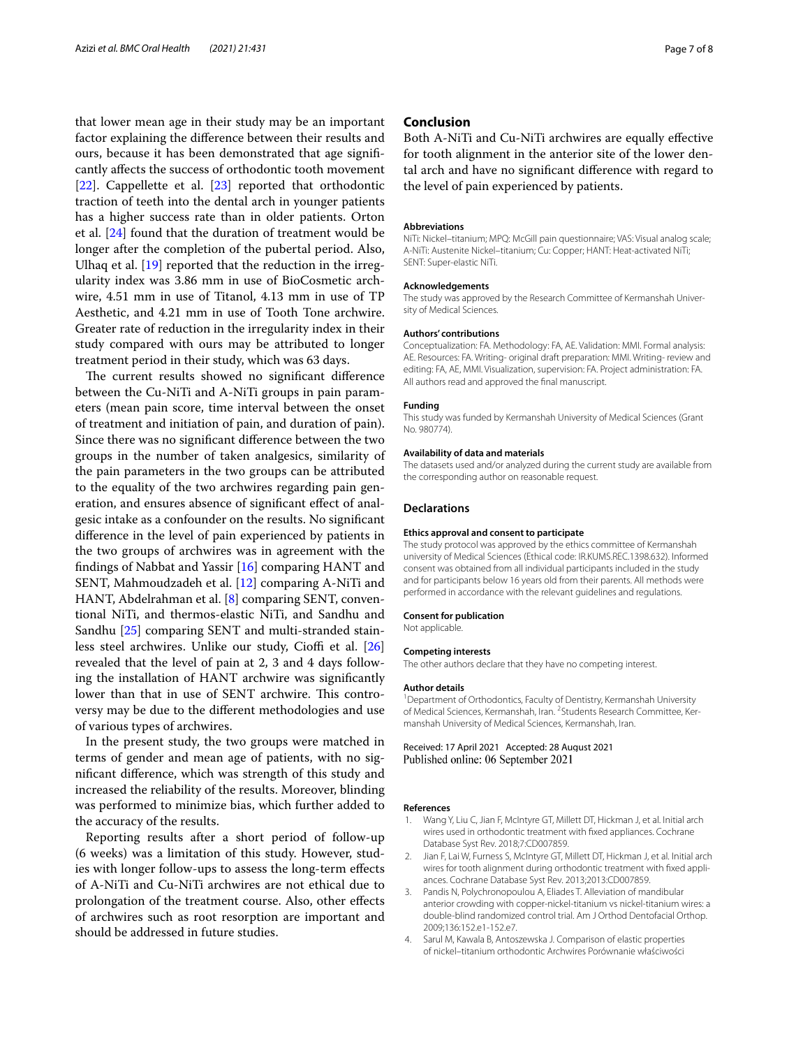that lower mean age in their study may be an important factor explaining the difference between their results and ours, because it has been demonstrated that age significantly affects the success of orthodontic tooth movement [22]. Cappellette et al. [23] reported that orthodontic traction of teeth into the dental arch in younger patients has a higher success rate than in older patients. Orton et al. [24] found that the duration of treatment would be longer after the completion of the pubertal period. Also, Ulhaq et al. [19] reported that the reduction in the irregularity index was 3.86 mm in use of BioCosmetic archwire, 4.51 mm in use of Titanol, 4.13 mm in use of TP Aesthetic, and 4.21 mm in use of Tooth Tone archwire. Greater rate of reduction in the irregularity index in their study compared with ours may be attributed to longer treatment period in their study, which was 63 days.

The current results showed no significant difference between the Cu-NiTi and A-NiTi groups in pain parameters (mean pain score, time interval between the onset of treatment and initiation of pain, and duration of pain). Since there was no significant difference between the two groups in the number of taken analgesics, similarity of the pain parameters in the two groups can be attributed to the equality of the two archwires regarding pain generation, and ensures absence of significant effect of analgesic intake as a confounder on the results. No significant difference in the level of pain experienced by patients in the two groups of archwires was in agreement with the findings of Nabbat and Yassir [16] comparing HANT and SENT, Mahmoudzadeh et al. [12] comparing A-NiTi and HANT, Abdelrahman et al. [8] comparing SENT, conventional NiTi, and thermos-elastic NiTi, and Sandhu and Sandhu [25] comparing SENT and multi-stranded stainless steel archwires. Unlike our study, Cioffi et al. [26] revealed that the level of pain at 2, 3 and 4 days following the installation of HANT archwire was significantly lower than that in use of SENT archwire. This controversy may be due to the different methodologies and use of various types of archwires.

In the present study, the two groups were matched in terms of gender and mean age of patients, with no significant difference, which was strength of this study and increased the reliability of the results. Moreover, blinding was performed to minimize bias, which further added to the accuracy of the results.

Reporting results after a short period of follow-up (6 weeks) was a limitation of this study. However, studies with longer follow-ups to assess the long-term effects of A-NiTi and Cu-NiTi archwires are not ethical due to prolongation of the treatment course. Also, other effects of archwires such as root resorption are important and should be addressed in future studies.

## Conclusion

Both A-NiTi and Cu-NiTi archwires are equally effective for tooth alignment in the anterior site of the lower dental arch and have no significant difference with regard to the level of pain experienced by patients.

#### Abbreviations

NiTi: Nickel–titanium; MPQ: McGill pain questionnaire; VAS: Visual analog scale; A-NiTi: Austenite Nickel–titanium; Cu: Copper; HANT: Heat-activated NiTi; SENT: Super-elastic NiTi.

#### Acknowledgements

The study was approved by the Research Committee of Kermanshah University of Medical Sciences.

#### Authors' contributions

Conceptualization: FA. Methodology: FA, AE. Validation: MMI. Formal analysis: AE. Resources: FA. Writing- original draft preparation: MMI. Writing- review and editing: FA, AE, MMI. Visualization, supervision: FA. Project administration: FA. All authors read and approved the final manuscript.

#### Funding

This study was funded by Kermanshah University of Medical Sciences (Grant No. 980774).

#### Availability of data and materials

The datasets used and/or analyzed during the current study are available from the corresponding author on reasonable request.

## Declarations

#### Ethics approval and consent to participate

The study protocol was approved by the ethics committee of Kermanshah university of Medical Sciences (Ethical code: IR.KUMS.REC.1398.632). Informed consent was obtained from all individual participants included in the study and for participants below 16 years old from their parents. All methods were performed in accordance with the relevant guidelines and regulations.

#### Consent for publication

Not applicable.

#### Competing interests

The other authors declare that they have no competing interest.

#### Author details

[1] Department of Orthodontics, Faculty of Dentistry, Kermanshah University of Medical Sciences, Kermanshah, Iran. [2] Students Research Committee, Kermanshah University of Medical Sciences, Kermanshah, Iran.

Received: 17 April 2021 Accepted: 28 August 2021
Published online: 06 September 2021

#### References

1. Wang Y, Liu C, Jian F, McIntyre GT, Millett DT, Hickman J, et al. Initial arch wires used in orthodontic treatment with fixed appliances. Cochrane Database Syst Rev. 2018;7:CD007859.
2. Jian F, Lai W, Furness S, McIntyre GT, Millett DT, Hickman J, et al. Initial arch wires for tooth alignment during orthodontic treatment with fixed appliances. Cochrane Database Syst Rev. 2013;2013:CD007859.
3. Pandis N, Polychronopoulou A, Eliades T. Alleviation of mandibular anterior crowding with copper-nickel-titanium vs nickel-titanium wires: a double-blind randomized control trial. Am J Orthod Dentofacial Orthop. 2009;136:152.e1-152.e7.
4. Sarul M, Kawala B, Antoszewska J. Comparison of elastic properties of nickel–titanium orthodontic Archwires Porównanie właściwości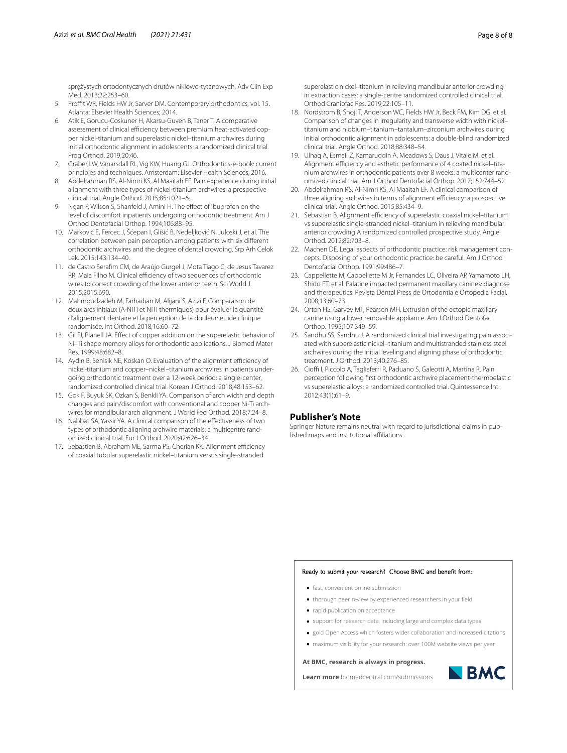sprężystych ortodontycznych drutów niklowo-tytanowych. Adv Clin Exp Med. 2013;22:253–60.

5. Proffit WR, Fields HW Jr, Sarver DM. Contemporary orthodontics, vol. 15. Atlanta: Elsevier Health Sciences; 2014.
6. Atik E, Gorucu-Coskuner H, Akarsu-Guven B, Taner T. A comparative assessment of clinical efficiency between premium heat-activated copper nickel-titanium and superelastic nickel–titanium archwires during initial orthodontic alignment in adolescents: a randomized clinical trial. Prog Orthod. 2019;20:46.
7. Graber LW, Vanarsdall RL, Vig KW, Huang GJ. Orthodontics-e-book: current principles and techniques. Amsterdam: Elsevier Health Sciences; 2016.
8. Abdelrahman RS, Al-Nimri KS, Al Maaitah EF. Pain experience during initial alignment with three types of nickel-titanium archwires: a prospective clinical trial. Angle Orthod. 2015;85:1021–6.
9. Ngan P, Wilson S, Shanfeld J, Amini H. The effect of ibuprofen on the level of discomfort inpatients undergoing orthodontic treatment. Am J Orthod Dentofacial Orthop. 1994;106:88–95.
10. Marković E, Fercec J, Šćepan I, Glišić B, Nedeljković N, Juloski J, et al. The correlation between pain perception among patients with six different orthodontic archwires and the degree of dental crowding. Srp Arh Celok Lek. 2015;143:134–40.
11. de Castro Serafim CM, de Araújo Gurgel J, Mota Tiago C, de Jesus Tavarez RR, Maia Filho M. Clinical efficiency of two sequences of orthodontic wires to correct crowding of the lower anterior teeth. Sci World J. 2015;2015:690.
12. Mahmoudzadeh M, Farhadian M, Alijani S, Azizi F. Comparaison de deux arcs initiaux (A-NiTi et NiTi thermiques) pour évaluer la quantité d'alignement dentaire et la perception de la douleur: étude clinique randomisée. Int Orthod. 2018;16:60–72.
13. Gil FJ, Planell JA. Effect of copper addition on the superelastic behavior of Ni–Ti shape memory alloys for orthodontic applications. J Biomed Mater Res. 1999;48:682–8.
14. Aydin B, Senisik NE, Koskan O. Evaluation of the alignment efficiency of nickel-titanium and copper–nickel–titanium archwires in patients undergoing orthodontic treatment over a 12-week period: a single-center, randomized controlled clinical trial. Korean J Orthod. 2018;48:153–62.
15. Gok F, Buyuk SK, Ozkan S, Benkli YA. Comparison of arch width and depth changes and pain/discomfort with conventional and copper Ni-Ti archwires for mandibular arch alignment. J World Fed Orthod. 2018;7:24–8.
16. Nabbat SA, Yassir YA. A clinical comparison of the effectiveness of two types of orthodontic aligning archwire materials: a multicentre randomized clinical trial. Eur J Orthod. 2020;42:626–34.
17. Sebastian B, Abraham ME, Sarma PS, Cherian KK. Alignment efficiency of coaxial tubular superelastic nickel–titanium versus single-stranded superelastic nickel–titanium in relieving mandibular anterior crowding in extraction cases: a single-centre randomized controlled clinical trial. Orthod Craniofac Res. 2019;22:105–11.
18. Nordstrom B, Shoji T, Anderson WC, Fields HW Jr, Beck FM, Kim DG, et al. Comparison of changes in irregularity and transverse width with nickel–titanium and niobium–titanium–tantalum–zirconium archwires during initial orthodontic alignment in adolescents: a double-blind randomized clinical trial. Angle Orthod. 2018;88:348–54.
19. Ulhaq A, Esmail Z, Kamaruddin A, Meadows S, Daus J, Vitale M, et al. Alignment efficiency and esthetic performance of 4 coated nickel–titanium archwires in orthodontic patients over 8 weeks: a multicenter randomized clinical trial. Am J Orthod Dentofacial Orthop. 2017;152:744–52.
20. Abdelrahman RS, Al-Nimri KS, Al Maaitah EF. A clinical comparison of three aligning archwires in terms of alignment efficiency: a prospective clinical trial. Angle Orthod. 2015;85:434–9.
21. Sebastian B. Alignment efficiency of superelastic coaxial nickel–titanium vs superelastic single-stranded nickel–titanium in relieving mandibular anterior crowding A randomized controlled prospective study. Angle Orthod. 2012;82:703–8.
22. Machen DE. Legal aspects of orthodontic practice: risk management concepts. Disposing of your orthodontic practice: be careful. Am J Orthod Dentofacial Orthop. 1991;99:486–7.
23. Cappellette M, Cappellette M Jr, Fernandes LC, Oliveira AP, Yamamoto LH, Shido FT, et al. Palatine impacted permanent maxillary canines: diagnose and therapeutics. Revista Dental Press de Ortodontia e Ortopedia Facial. 2008;13:60–73.
24. Orton HS, Garvey MT, Pearson MH. Extrusion of the ectopic maxillary canine using a lower removable appliance. Am J Orthod Dentofac Orthop. 1995;107:349–59.
25. Sandhu SS, Sandhu J. A randomized clinical trial investigating pain associated with superelastic nickel–titanium and multistranded stainless steel archwires during the initial leveling and aligning phase of orthodontic treatment. J Orthod. 2013;40:276–85.
26. Cioffi I, Piccolo A, Tagliaferri R, Paduano S, Galeotti A, Martina R. Pain perception following first orthodontic archwire placement-thermoelastic vs superelastic alloys: a randomized controlled trial. Quintessence Int. 2012;43(1):61–9.

## Publisher's Note

Springer Nature remains neutral with regard to jurisdictional claims in published maps and institutional affiliations.

Ready to submit your research? Choose BMC and benefit from:

- fast, convenient online submission
- thorough peer review by experienced researchers in your field
- rapid publication on acceptance
- support for research data, including large and complex data types
- gold Open Access which fosters wider collaboration and increased citations
- maximum visibility for your research: over 100M website views per year

**At BMC, research is always in progress.**

**Learn more** biomedcentral.com/submissions

BMC